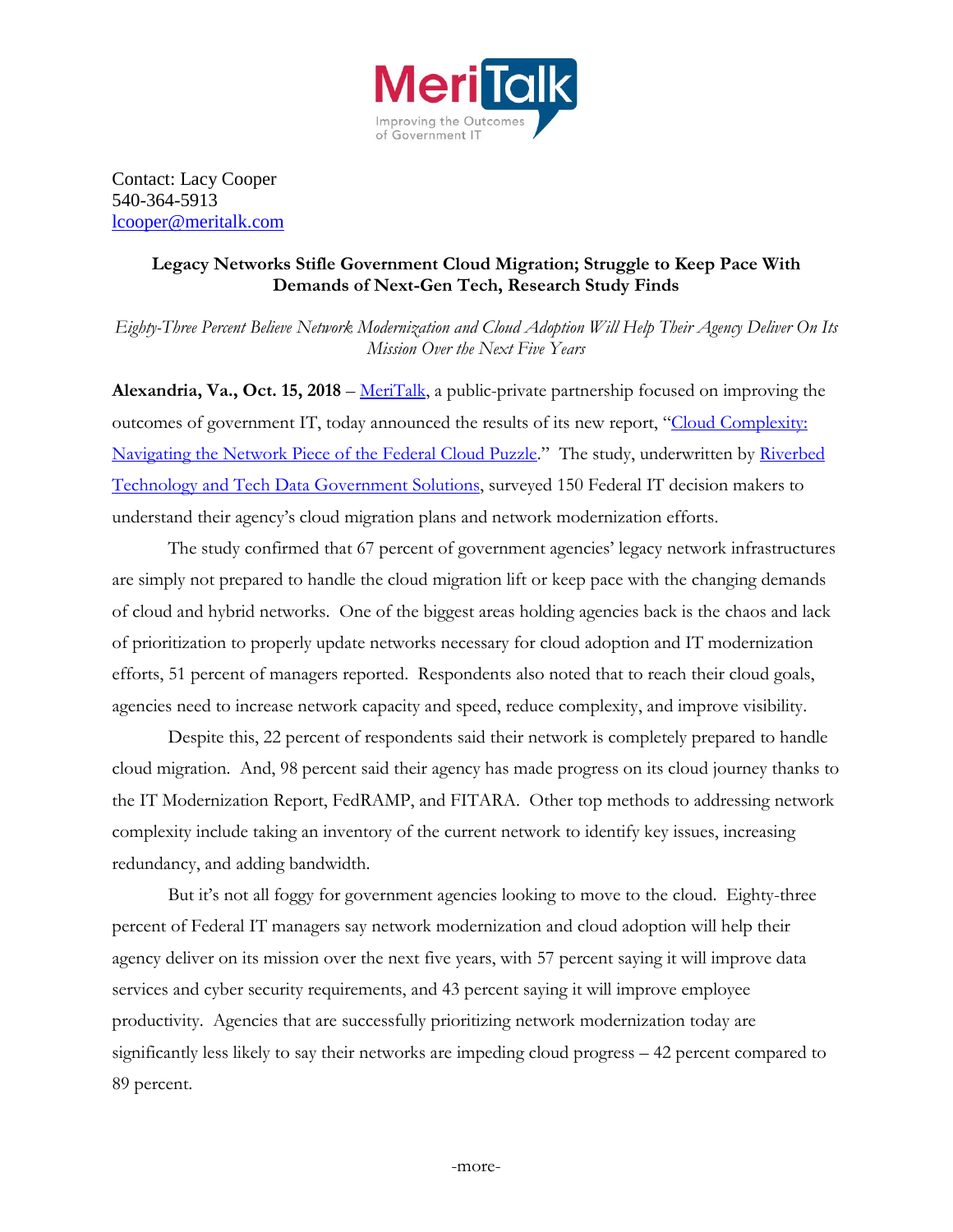Contact: Lacy Cooper
540-364-5913
lcooper@meritalk.com

**Legacy Networks Stifle Government Cloud Migration; Struggle to Keep Pace With Demands of Next-Gen Tech, Research Study Finds**

*Eighty-Three Percent Believe Network Modernization and Cloud Adoption Will Help Their Agency Deliver On Its Mission Over the Next Five Years*

**Alexandria, Va., Oct. 15, 2018** – MeriTalk, a public-private partnership focused on improving the outcomes of government IT, today announced the results of its new report, "Cloud Complexity: Navigating the Network Piece of the Federal Cloud Puzzle." The study, underwritten by Riverbed Technology and Tech Data Government Solutions, surveyed 150 Federal IT decision makers to understand their agency's cloud migration plans and network modernization efforts.

The study confirmed that 67 percent of government agencies' legacy network infrastructures are simply not prepared to handle the cloud migration lift or keep pace with the changing demands of cloud and hybrid networks. One of the biggest areas holding agencies back is the chaos and lack of prioritization to properly update networks necessary for cloud adoption and IT modernization efforts, 51 percent of managers reported. Respondents also noted that to reach their cloud goals, agencies need to increase network capacity and speed, reduce complexity, and improve visibility.

Despite this, 22 percent of respondents said their network is completely prepared to handle cloud migration. And, 98 percent said their agency has made progress on its cloud journey thanks to the IT Modernization Report, FedRAMP, and FITARA. Other top methods to addressing network complexity include taking an inventory of the current network to identify key issues, increasing redundancy, and adding bandwidth.

But it's not all foggy for government agencies looking to move to the cloud. Eighty-three percent of Federal IT managers say network modernization and cloud adoption will help their agency deliver on its mission over the next five years, with 57 percent saying it will improve data services and cyber security requirements, and 43 percent saying it will improve employee productivity. Agencies that are successfully prioritizing network modernization today are significantly less likely to say their networks are impeding cloud progress – 42 percent compared to 89 percent.

-more-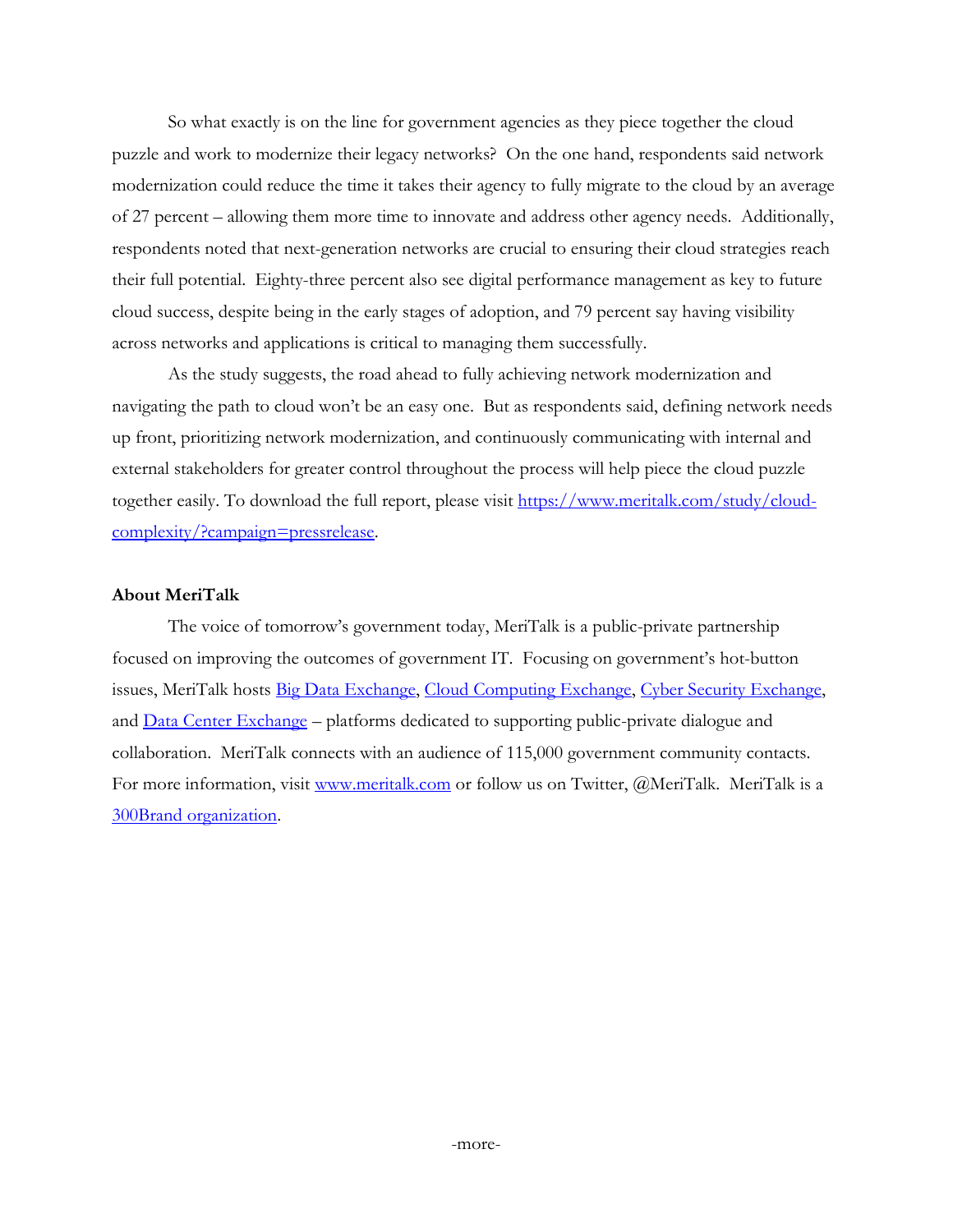So what exactly is on the line for government agencies as they piece together the cloud puzzle and work to modernize their legacy networks? On the one hand, respondents said network modernization could reduce the time it takes their agency to fully migrate to the cloud by an average of 27 percent – allowing them more time to innovate and address other agency needs. Additionally, respondents noted that next-generation networks are crucial to ensuring their cloud strategies reach their full potential. Eighty-three percent also see digital performance management as key to future cloud success, despite being in the early stages of adoption, and 79 percent say having visibility across networks and applications is critical to managing them successfully.

As the study suggests, the road ahead to fully achieving network modernization and navigating the path to cloud won't be an easy one. But as respondents said, defining network needs up front, prioritizing network modernization, and continuously communicating with internal and external stakeholders for greater control throughout the process will help piece the cloud puzzle together easily. To download the full report, please visit [https://www.meritalk.com/study/cloud-complexity/?campaign=pressrelease](https://www.meritalk.com/study/cloud-complexity/?campaign=pressrelease).

**About MeriTalk**

The voice of tomorrow's government today, MeriTalk is a public-private partnership focused on improving the outcomes of government IT. Focusing on government's hot-button issues, MeriTalk hosts Big Data Exchange, Cloud Computing Exchange, Cyber Security Exchange, and Data Center Exchange – platforms dedicated to supporting public-private dialogue and collaboration. MeriTalk connects with an audience of 115,000 government community contacts. For more information, visit [www.meritalk.com](http://www.meritalk.com) or follow us on Twitter, @MeriTalk. MeriTalk is a 300Brand organization.

-more-